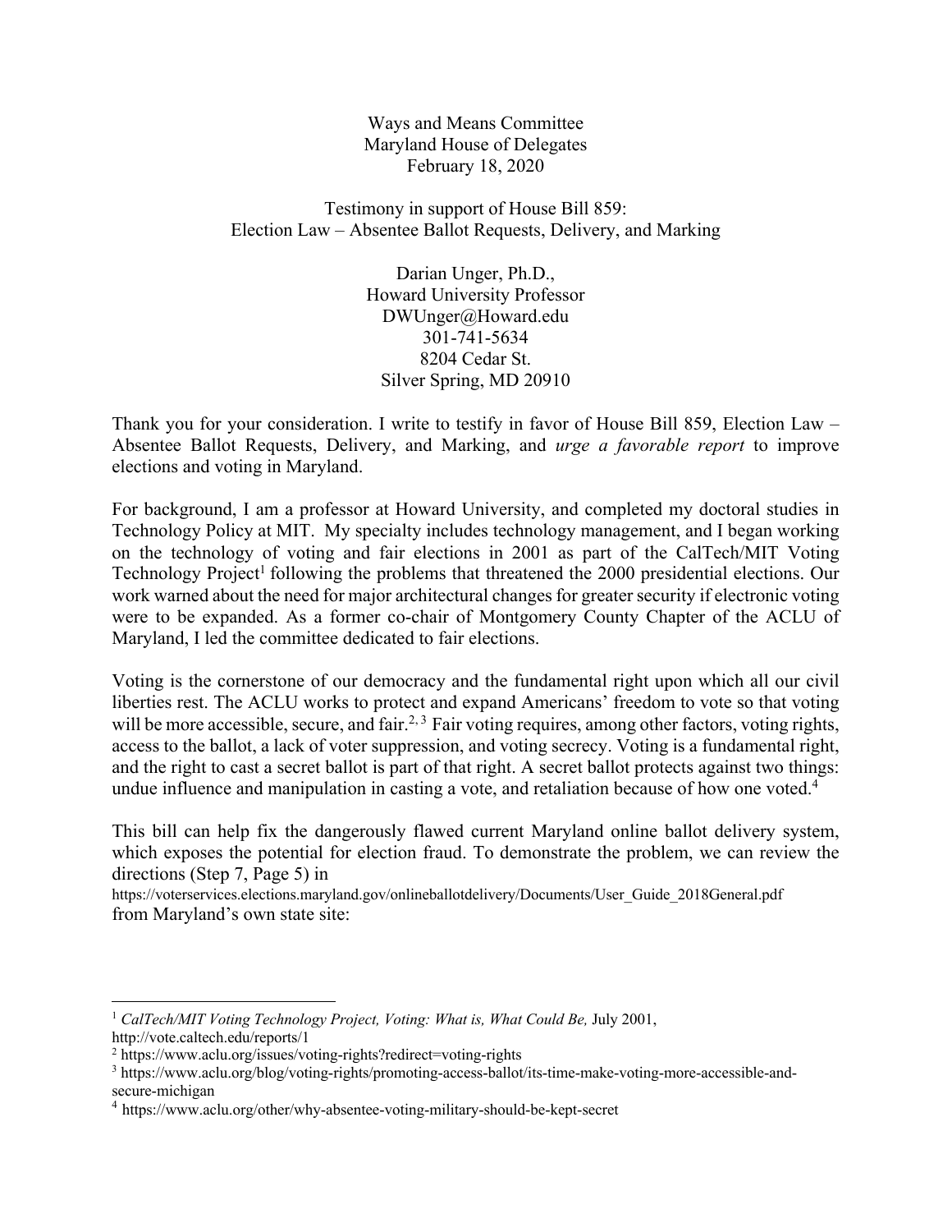Ways and Means Committee
Maryland House of Delegates
February 18, 2020

Testimony in support of House Bill 859:
Election Law – Absentee Ballot Requests, Delivery, and Marking

Darian Unger, Ph.D.,
Howard University Professor
DWUnger@Howard.edu
301-741-5634
8204 Cedar St.
Silver Spring, MD 20910

Thank you for your consideration. I write to testify in favor of House Bill 859, Election Law – Absentee Ballot Requests, Delivery, and Marking, and *urge a favorable report* to improve elections and voting in Maryland.

For background, I am a professor at Howard University, and completed my doctoral studies in Technology Policy at MIT. My specialty includes technology management, and I began working on the technology of voting and fair elections in 2001 as part of the CalTech/MIT Voting Technology Project[1] following the problems that threatened the 2000 presidential elections. Our work warned about the need for major architectural changes for greater security if electronic voting were to be expanded. As a former co-chair of Montgomery County Chapter of the ACLU of Maryland, I led the committee dedicated to fair elections.

Voting is the cornerstone of our democracy and the fundamental right upon which all our civil liberties rest. The ACLU works to protect and expand Americans' freedom to vote so that voting will be more accessible, secure, and fair.[2, 3] Fair voting requires, among other factors, voting rights, access to the ballot, a lack of voter suppression, and voting secrecy. Voting is a fundamental right, and the right to cast a secret ballot is part of that right. A secret ballot protects against two things: undue influence and manipulation in casting a vote, and retaliation because of how one voted.[4]

This bill can help fix the dangerously flawed current Maryland online ballot delivery system, which exposes the potential for election fraud. To demonstrate the problem, we can review the directions (Step 7, Page 5) in
https://voterservices.elections.maryland.gov/onlineballotdelivery/Documents/User_Guide_2018General.pdf
from Maryland's own state site:

---

[1] *CalTech/MIT Voting Technology Project, Voting: What is, What Could Be,* July 2001, http://vote.caltech.edu/reports/1

[2] https://www.aclu.org/issues/voting-rights?redirect=voting-rights

[3] https://www.aclu.org/blog/voting-rights/promoting-access-ballot/its-time-make-voting-more-accessible-and-secure-michigan

[4] https://www.aclu.org/other/why-absentee-voting-military-should-be-kept-secret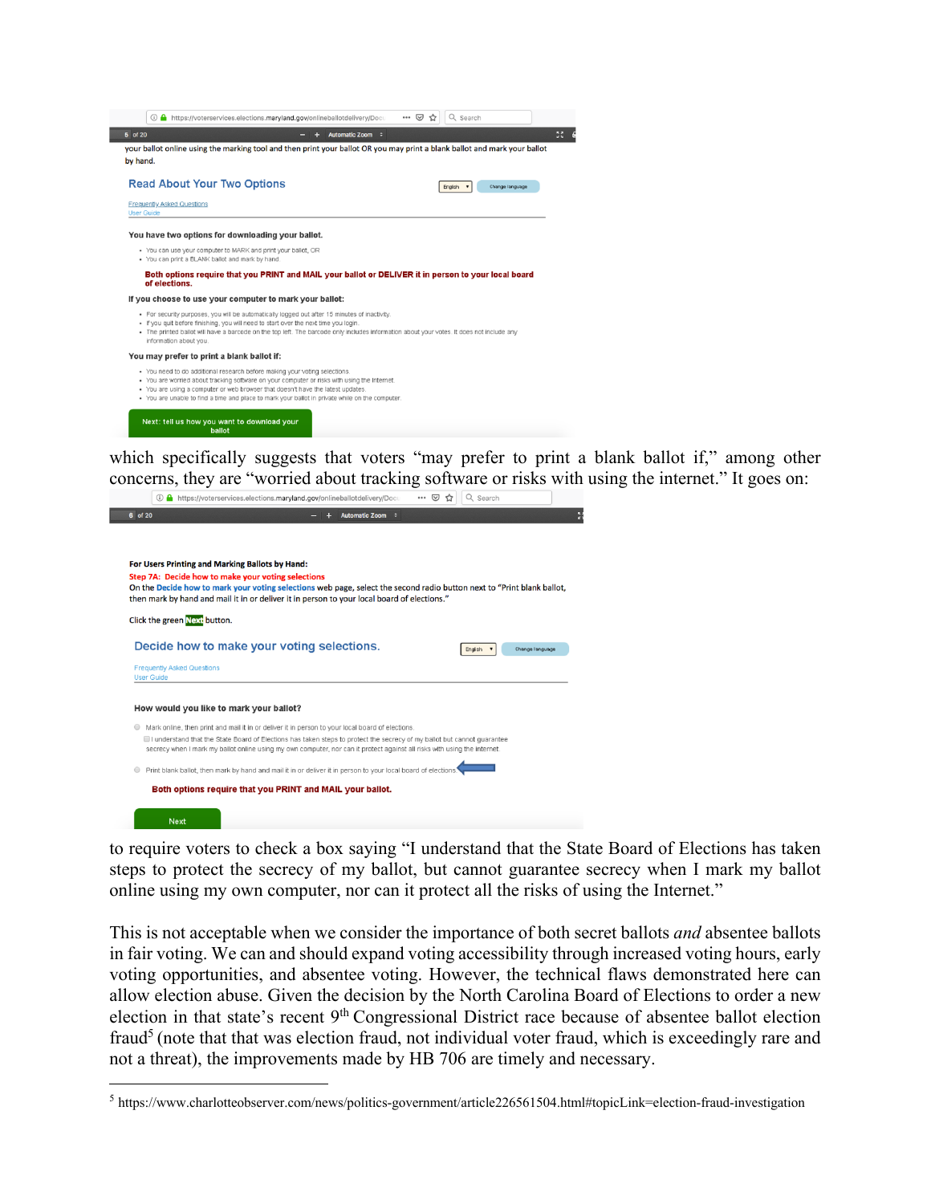https://voterservices.elections.maryland.gov/onlineballotdelivery/Doc

your ballot online using the marking tool and then print your ballot OR you may print a blank ballot and mark your ballot by hand.

### Read About Your Two Options

Frequently Asked Questions
User Guide

**You have two options for downloading your ballot.**

- You can use your computer to MARK and print your ballot, OR
- You can print a BLANK ballot and mark by hand.

**Both options require that you PRINT and MAIL your ballot or DELIVER it in person to your local board of elections.**

**If you choose to use your computer to mark your ballot:**

- For security purposes, you will be automatically logged out after 15 minutes of inactivity.
- If you quit before finishing, you will need to start over the next time you login.
- The printed ballot will have a barcode on the top left. The barcode only includes information about your votes. It does not include any information about you.

**You may prefer to print a blank ballot if:**

- You need to do additional research before making your voting selections.
- You are worried about tracking software on your computer or risks with using the Internet.
- You are using a computer or web browser that doesn't have the latest updates.
- You are unable to find a time and place to mark your ballot in private while on the computer.

Next: tell us how you want to download your ballot

which specifically suggests that voters "may prefer to print a blank ballot if," among other concerns, they are "worried about tracking software or risks with using the internet." It goes on:

https://voterservices.elections.maryland.gov/onlineballotdelivery/Doc

**For Users Printing and Marking Ballots by Hand:**

Step 7A: Decide how to make your voting selections

On the Decide how to mark your voting selections web page, select the second radio button next to "Print blank ballot, then mark by hand and mail it in or deliver it in person to your local board of elections."

Click the green Next button.

### Decide how to make your voting selections.

Frequently Asked Questions
User Guide

**How would you like to mark your ballot?**

- Mark online, then print and mail it in or deliver it in person to your local board of elections.
  - I understand that the State Board of Elections has taken steps to protect the secrecy of my ballot but cannot guarantee secrecy when I mark my ballot online using my own computer, nor can it protect against all risks with using the internet.
- Print blank ballot, then mark by hand and mail it in or deliver it in person to your local board of elections

**Both options require that you PRINT and MAIL your ballot.**

Next

to require voters to check a box saying "I understand that the State Board of Elections has taken steps to protect the secrecy of my ballot, but cannot guarantee secrecy when I mark my ballot online using my own computer, nor can it protect all the risks of using the Internet."

This is not acceptable when we consider the importance of both secret ballots *and* absentee ballots in fair voting. We can and should expand voting accessibility through increased voting hours, early voting opportunities, and absentee voting. However, the technical flaws demonstrated here can allow election abuse. Given the decision by the North Carolina Board of Elections to order a new election in that state's recent 9th Congressional District race because of absentee ballot election fraud[5] (note that that was election fraud, not individual voter fraud, which is exceedingly rare and not a threat), the improvements made by HB 706 are timely and necessary.

[5] https://www.charlotteobserver.com/news/politics-government/article226561504.html#topicLink=election-fraud-investigation